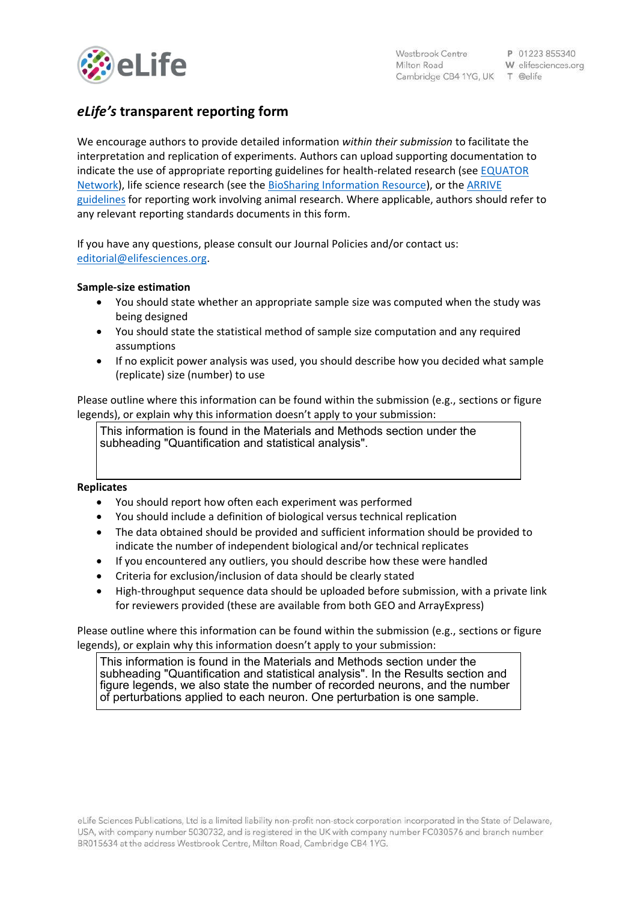# *eLife's* transparent reporting form

We encourage authors to provide detailed information *within their submission* to facilitate the interpretation and replication of experiments. Authors can upload supporting documentation to indicate the use of appropriate reporting guidelines for health-related research (see EQUATOR Network), life science research (see the BioSharing Information Resource), or the ARRIVE guidelines for reporting work involving animal research. Where applicable, authors should refer to any relevant reporting standards documents in this form.

If you have any questions, please consult our Journal Policies and/or contact us: editorial@elifesciences.org.

**Sample-size estimation**

- You should state whether an appropriate sample size was computed when the study was being designed
- You should state the statistical method of sample size computation and any required assumptions
- If no explicit power analysis was used, you should describe how you decided what sample (replicate) size (number) to use

Please outline where this information can be found within the submission (e.g., sections or figure legends), or explain why this information doesn't apply to your submission:

> This information is found in the Materials and Methods section under the subheading "Quantification and statistical analysis".

**Replicates**

- You should report how often each experiment was performed
- You should include a definition of biological versus technical replication
- The data obtained should be provided and sufficient information should be provided to indicate the number of independent biological and/or technical replicates
- If you encountered any outliers, you should describe how these were handled
- Criteria for exclusion/inclusion of data should be clearly stated
- High-throughput sequence data should be uploaded before submission, with a private link for reviewers provided (these are available from both GEO and ArrayExpress)

Please outline where this information can be found within the submission (e.g., sections or figure legends), or explain why this information doesn't apply to your submission:

> This information is found in the Materials and Methods section under the subheading "Quantification and statistical analysis". In the Results section and figure legends, we also state the number of recorded neurons, and the number of perturbations applied to each neuron. One perturbation is one sample.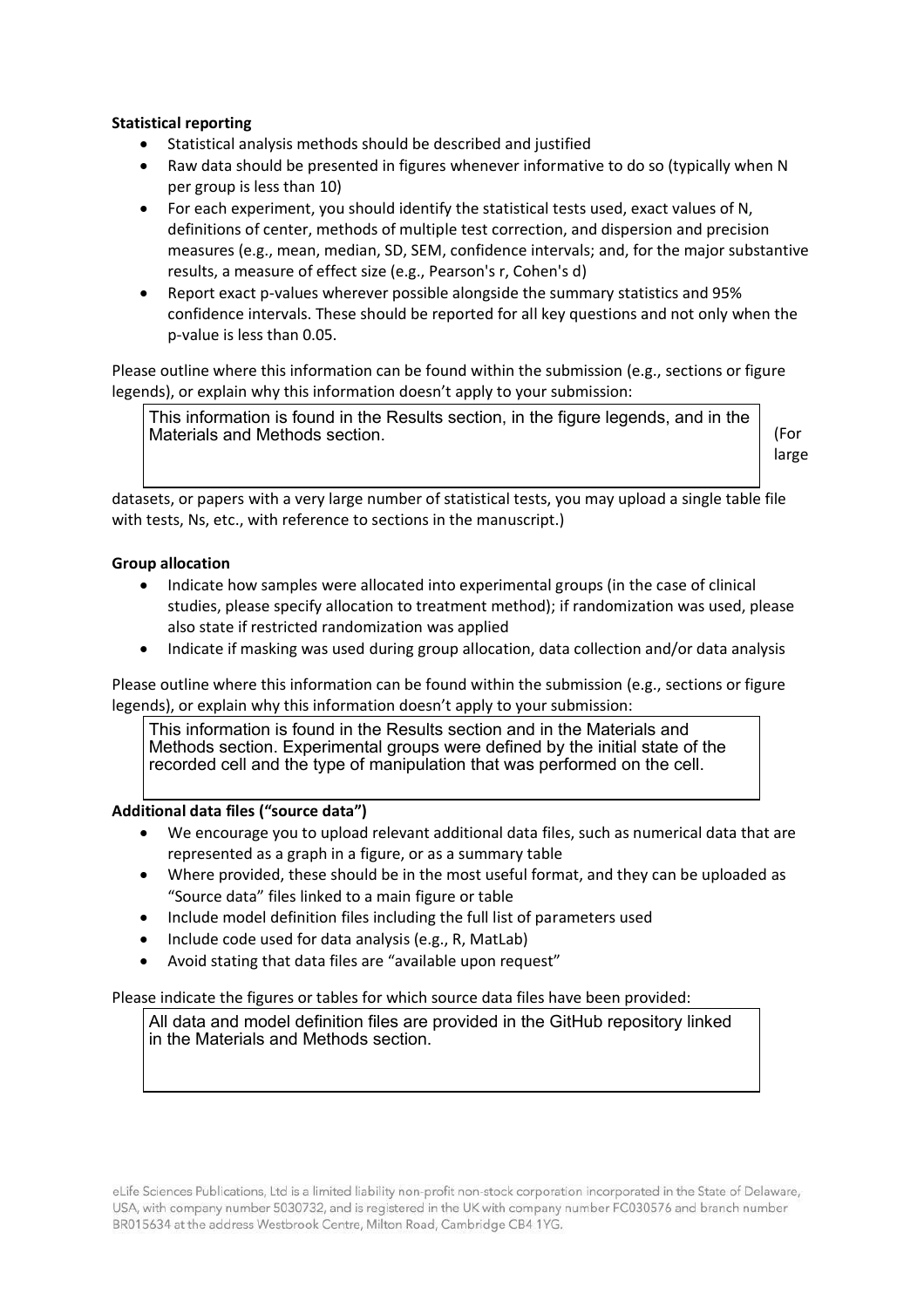**Statistical reporting**

- Statistical analysis methods should be described and justified
- Raw data should be presented in figures whenever informative to do so (typically when N per group is less than 10)
- For each experiment, you should identify the statistical tests used, exact values of N, definitions of center, methods of multiple test correction, and dispersion and precision measures (e.g., mean, median, SD, SEM, confidence intervals; and, for the major substantive results, a measure of effect size (e.g., Pearson's r, Cohen's d)
- Report exact p-values wherever possible alongside the summary statistics and 95% confidence intervals. These should be reported for all key questions and not only when the p-value is less than 0.05.

Please outline where this information can be found within the submission (e.g., sections or figure legends), or explain why this information doesn't apply to your submission:

> This information is found in the Results section, in the figure legends, and in the Materials and Methods section.

(For large datasets, or papers with a very large number of statistical tests, you may upload a single table file with tests, Ns, etc., with reference to sections in the manuscript.)

**Group allocation**

- Indicate how samples were allocated into experimental groups (in the case of clinical studies, please specify allocation to treatment method); if randomization was used, please also state if restricted randomization was applied
- Indicate if masking was used during group allocation, data collection and/or data analysis

Please outline where this information can be found within the submission (e.g., sections or figure legends), or explain why this information doesn't apply to your submission:

> This information is found in the Results section and in the Materials and Methods section. Experimental groups were defined by the initial state of the recorded cell and the type of manipulation that was performed on the cell.

**Additional data files ("source data")**

- We encourage you to upload relevant additional data files, such as numerical data that are represented as a graph in a figure, or as a summary table
- Where provided, these should be in the most useful format, and they can be uploaded as "Source data" files linked to a main figure or table
- Include model definition files including the full list of parameters used
- Include code used for data analysis (e.g., R, MatLab)
- Avoid stating that data files are "available upon request"

Please indicate the figures or tables for which source data files have been provided:

> All data and model definition files are provided in the GitHub repository linked in the Materials and Methods section.

eLife Sciences Publications, Ltd is a limited liability non-profit non-stock corporation incorporated in the State of Delaware, USA, with company number 5030732, and is registered in the UK with company number FC030576 and branch number BR015634 at the address Westbrook Centre, Milton Road, Cambridge CB4 1YG.